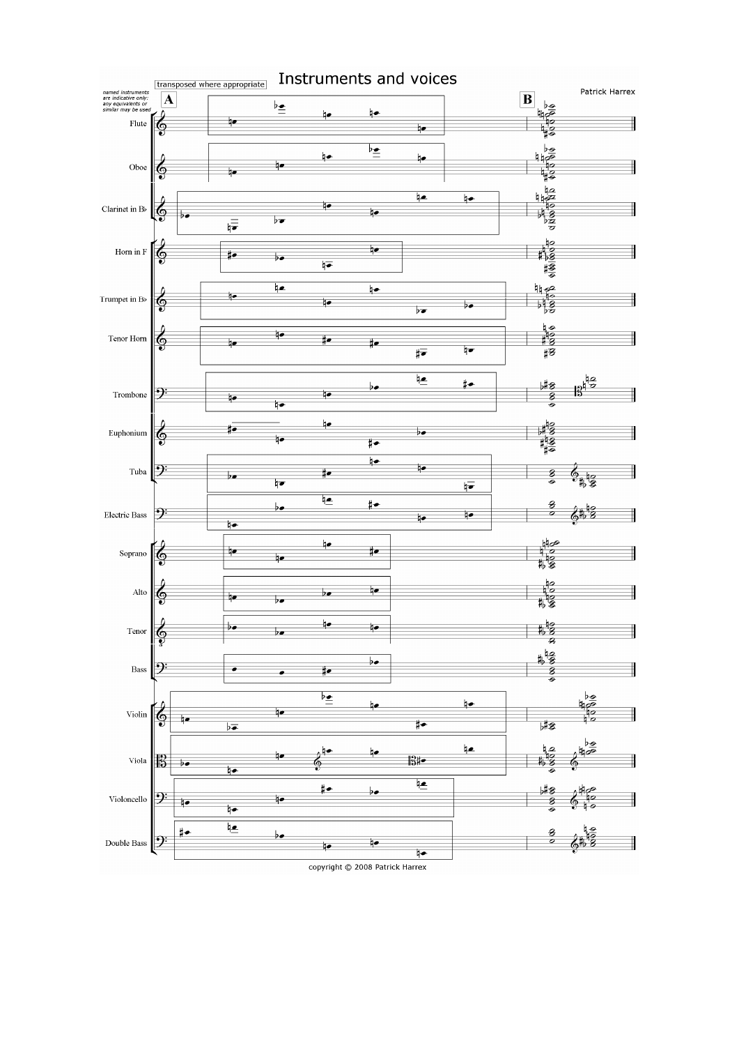# Instruments and voices

Patrick Harrex

transposed where appropriate

*named instruments are indicative only: any equivalents or similar may be used*

**A**

**B**

Flute

Oboe

Clarinet in B♭

Horn in F

Trumpet in B♭

Tenor Horn

Trombone

Euphonium

Tuba

Electric Bass

Soprano

Alto

Tenor

Bass

Violin

Viola

Violoncello

Double Bass

copyright © 2008 Patrick Harrex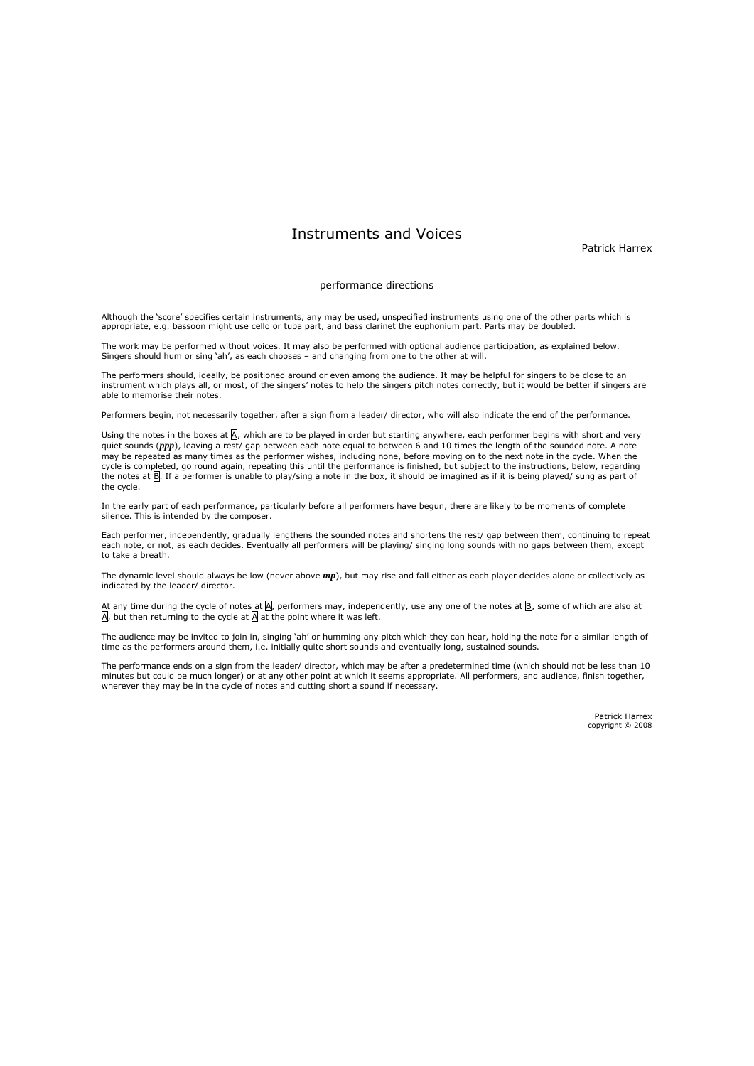# Instruments and Voices

Patrick Harrex

## performance directions

Although the 'score' specifies certain instruments, any may be used, unspecified instruments using one of the other parts which is appropriate, e.g. bassoon might use cello or tuba part, and bass clarinet the euphonium part. Parts may be doubled.

The work may be performed without voices. It may also be performed with optional audience participation, as explained below. Singers should hum or sing 'ah', as each chooses – and changing from one to the other at will.

The performers should, ideally, be positioned around or even among the audience. It may be helpful for singers to be close to an instrument which plays all, or most, of the singers' notes to help the singers pitch notes correctly, but it would be better if singers are able to memorise their notes.

Performers begin, not necessarily together, after a sign from a leader/ director, who will also indicate the end of the performance.

Using the notes in the boxes at [A], which are to be played in order but starting anywhere, each performer begins with short and very quiet sounds (***ppp***), leaving a rest/ gap between each note equal to between 6 and 10 times the length of the sounded note. A note may be repeated as many times as the performer wishes, including none, before moving on to the next note in the cycle. When the cycle is completed, go round again, repeating this until the performance is finished, but subject to the instructions, below, regarding the notes at [B]. If a performer is unable to play/sing a note in the box, it should be imagined as if it is being played/ sung as part of the cycle.

In the early part of each performance, particularly before all performers have begun, there are likely to be moments of complete silence. This is intended by the composer.

Each performer, independently, gradually lengthens the sounded notes and shortens the rest/ gap between them, continuing to repeat each note, or not, as each decides. Eventually all performers will be playing/ singing long sounds with no gaps between them, except to take a breath.

The dynamic level should always be low (never above ***mp***), but may rise and fall either as each player decides alone or collectively as indicated by the leader/ director.

At any time during the cycle of notes at [A], performers may, independently, use any one of the notes at [B], some of which are also at [A], but then returning to the cycle at [A] at the point where it was left.

The audience may be invited to join in, singing 'ah' or humming any pitch which they can hear, holding the note for a similar length of time as the performers around them, i.e. initially quite short sounds and eventually long, sustained sounds.

The performance ends on a sign from the leader/ director, which may be after a predetermined time (which should not be less than 10 minutes but could be much longer) or at any other point at which it seems appropriate. All performers, and audience, finish together, wherever they may be in the cycle of notes and cutting short a sound if necessary.

Patrick Harrex
copyright © 2008